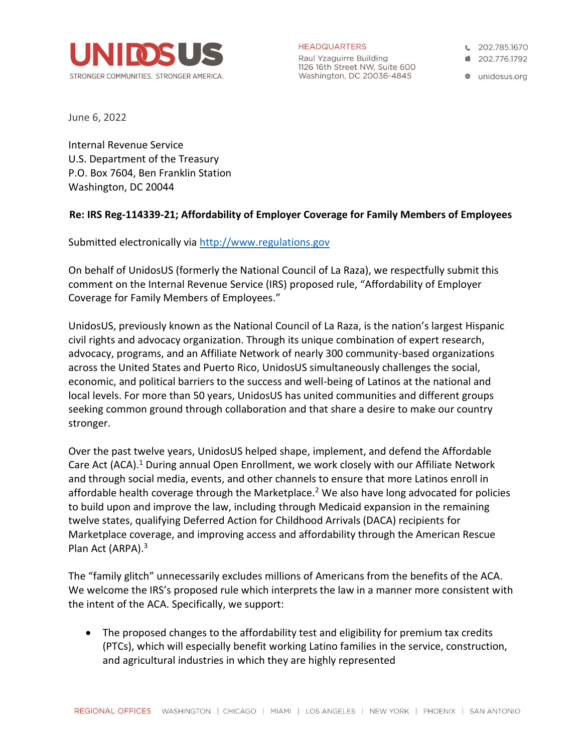**UNIDOSUS**
STRONGER COMMUNITIES. STRONGER AMERICA.

HEADQUARTERS
Raul Yzaguirre Building
1126 16th Street NW, Suite 600
Washington, DC 20036-4845

202.785.1670
202.776.1792
unidosus.org

June 6, 2022

Internal Revenue Service
U.S. Department of the Treasury
P.O. Box 7604, Ben Franklin Station
Washington, DC 20044

**Re: IRS Reg-114339-21; Affordability of Employer Coverage for Family Members of Employees**

Submitted electronically via http://www.regulations.gov

On behalf of UnidosUS (formerly the National Council of La Raza), we respectfully submit this comment on the Internal Revenue Service (IRS) proposed rule, "Affordability of Employer Coverage for Family Members of Employees."

UnidosUS, previously known as the National Council of La Raza, is the nation's largest Hispanic civil rights and advocacy organization. Through its unique combination of expert research, advocacy, programs, and an Affiliate Network of nearly 300 community-based organizations across the United States and Puerto Rico, UnidosUS simultaneously challenges the social, economic, and political barriers to the success and well-being of Latinos at the national and local levels. For more than 50 years, UnidosUS has united communities and different groups seeking common ground through collaboration and that share a desire to make our country stronger.

Over the past twelve years, UnidosUS helped shape, implement, and defend the Affordable Care Act (ACA).[1] During annual Open Enrollment, we work closely with our Affiliate Network and through social media, events, and other channels to ensure that more Latinos enroll in affordable health coverage through the Marketplace.[2] We also have long advocated for policies to build upon and improve the law, including through Medicaid expansion in the remaining twelve states, qualifying Deferred Action for Childhood Arrivals (DACA) recipients for Marketplace coverage, and improving access and affordability through the American Rescue Plan Act (ARPA).[3]

The "family glitch" unnecessarily excludes millions of Americans from the benefits of the ACA. We welcome the IRS's proposed rule which interprets the law in a manner more consistent with the intent of the ACA. Specifically, we support:

- The proposed changes to the affordability test and eligibility for premium tax credits (PTCs), which will especially benefit working Latino families in the service, construction, and agricultural industries in which they are highly represented

REGIONAL OFFICES WASHINGTON | CHICAGO | MIAMI | LOS ANGELES | NEW YORK | PHOENIX | SAN ANTONIO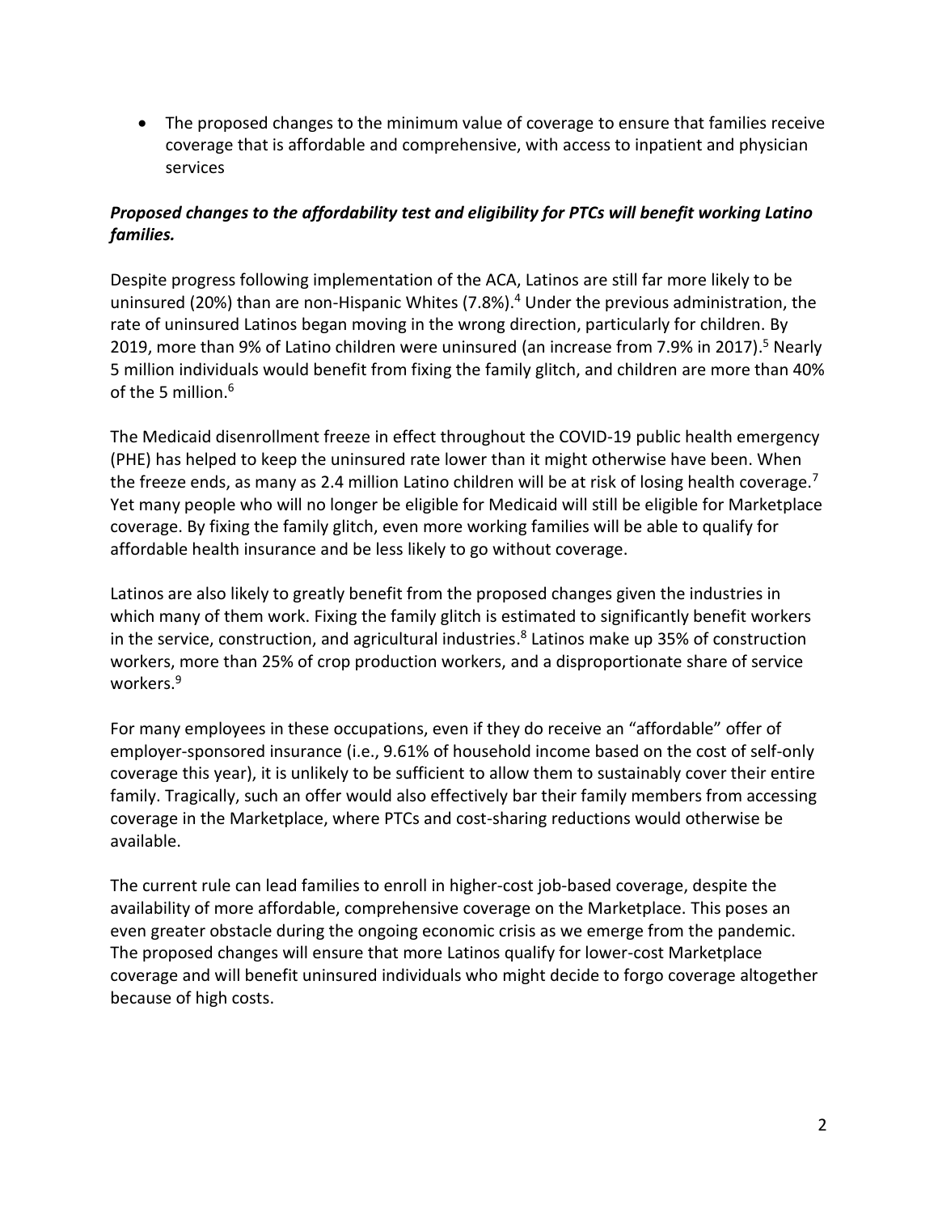- The proposed changes to the minimum value of coverage to ensure that families receive coverage that is affordable and comprehensive, with access to inpatient and physician services

***Proposed changes to the affordability test and eligibility for PTCs will benefit working Latino families.***

Despite progress following implementation of the ACA, Latinos are still far more likely to be uninsured (20%) than are non-Hispanic Whites (7.8%).[4] Under the previous administration, the rate of uninsured Latinos began moving in the wrong direction, particularly for children. By 2019, more than 9% of Latino children were uninsured (an increase from 7.9% in 2017).[5] Nearly 5 million individuals would benefit from fixing the family glitch, and children are more than 40% of the 5 million.[6]

The Medicaid disenrollment freeze in effect throughout the COVID-19 public health emergency (PHE) has helped to keep the uninsured rate lower than it might otherwise have been. When the freeze ends, as many as 2.4 million Latino children will be at risk of losing health coverage.[7] Yet many people who will no longer be eligible for Medicaid will still be eligible for Marketplace coverage. By fixing the family glitch, even more working families will be able to qualify for affordable health insurance and be less likely to go without coverage.

Latinos are also likely to greatly benefit from the proposed changes given the industries in which many of them work. Fixing the family glitch is estimated to significantly benefit workers in the service, construction, and agricultural industries.[8] Latinos make up 35% of construction workers, more than 25% of crop production workers, and a disproportionate share of service workers.[9]

For many employees in these occupations, even if they do receive an "affordable" offer of employer-sponsored insurance (i.e., 9.61% of household income based on the cost of self-only coverage this year), it is unlikely to be sufficient to allow them to sustainably cover their entire family. Tragically, such an offer would also effectively bar their family members from accessing coverage in the Marketplace, where PTCs and cost-sharing reductions would otherwise be available.

The current rule can lead families to enroll in higher-cost job-based coverage, despite the availability of more affordable, comprehensive coverage on the Marketplace. This poses an even greater obstacle during the ongoing economic crisis as we emerge from the pandemic. The proposed changes will ensure that more Latinos qualify for lower-cost Marketplace coverage and will benefit uninsured individuals who might decide to forgo coverage altogether because of high costs.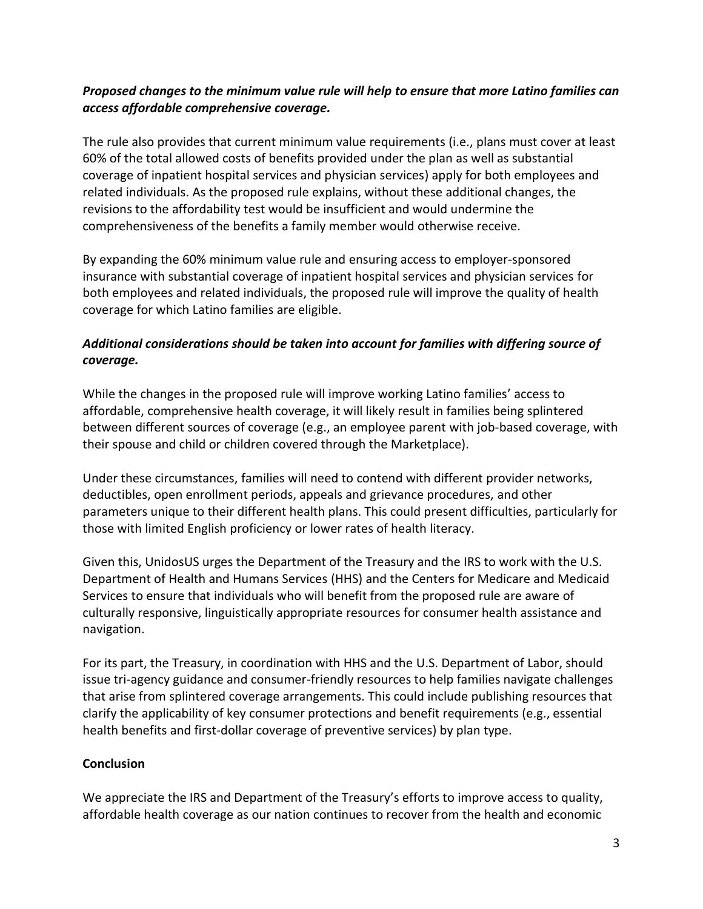***Proposed changes to the minimum value rule will help to ensure that more Latino families can access affordable comprehensive coverage.***

The rule also provides that current minimum value requirements (i.e., plans must cover at least 60% of the total allowed costs of benefits provided under the plan as well as substantial coverage of inpatient hospital services and physician services) apply for both employees and related individuals. As the proposed rule explains, without these additional changes, the revisions to the affordability test would be insufficient and would undermine the comprehensiveness of the benefits a family member would otherwise receive.

By expanding the 60% minimum value rule and ensuring access to employer-sponsored insurance with substantial coverage of inpatient hospital services and physician services for both employees and related individuals, the proposed rule will improve the quality of health coverage for which Latino families are eligible.

***Additional considerations should be taken into account for families with differing source of coverage.***

While the changes in the proposed rule will improve working Latino families' access to affordable, comprehensive health coverage, it will likely result in families being splintered between different sources of coverage (e.g., an employee parent with job-based coverage, with their spouse and child or children covered through the Marketplace).

Under these circumstances, families will need to contend with different provider networks, deductibles, open enrollment periods, appeals and grievance procedures, and other parameters unique to their different health plans. This could present difficulties, particularly for those with limited English proficiency or lower rates of health literacy.

Given this, UnidosUS urges the Department of the Treasury and the IRS to work with the U.S. Department of Health and Humans Services (HHS) and the Centers for Medicare and Medicaid Services to ensure that individuals who will benefit from the proposed rule are aware of culturally responsive, linguistically appropriate resources for consumer health assistance and navigation.

For its part, the Treasury, in coordination with HHS and the U.S. Department of Labor, should issue tri-agency guidance and consumer-friendly resources to help families navigate challenges that arise from splintered coverage arrangements. This could include publishing resources that clarify the applicability of key consumer protections and benefit requirements (e.g., essential health benefits and first-dollar coverage of preventive services) by plan type.

**Conclusion**

We appreciate the IRS and Department of the Treasury's efforts to improve access to quality, affordable health coverage as our nation continues to recover from the health and economic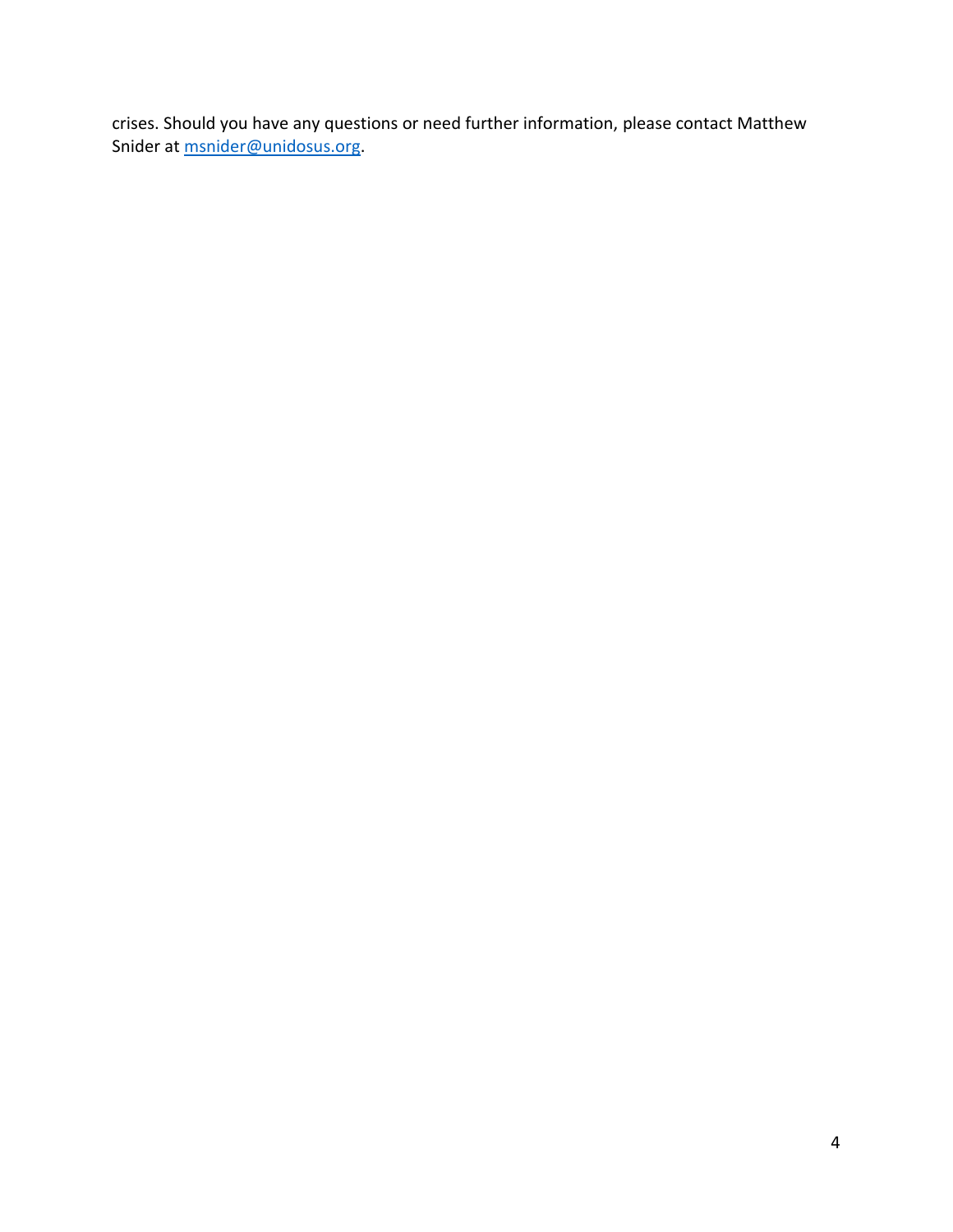crises. Should you have any questions or need further information, please contact Matthew Snider at [msnider@unidosus.org](mailto:msnider@unidosus.org).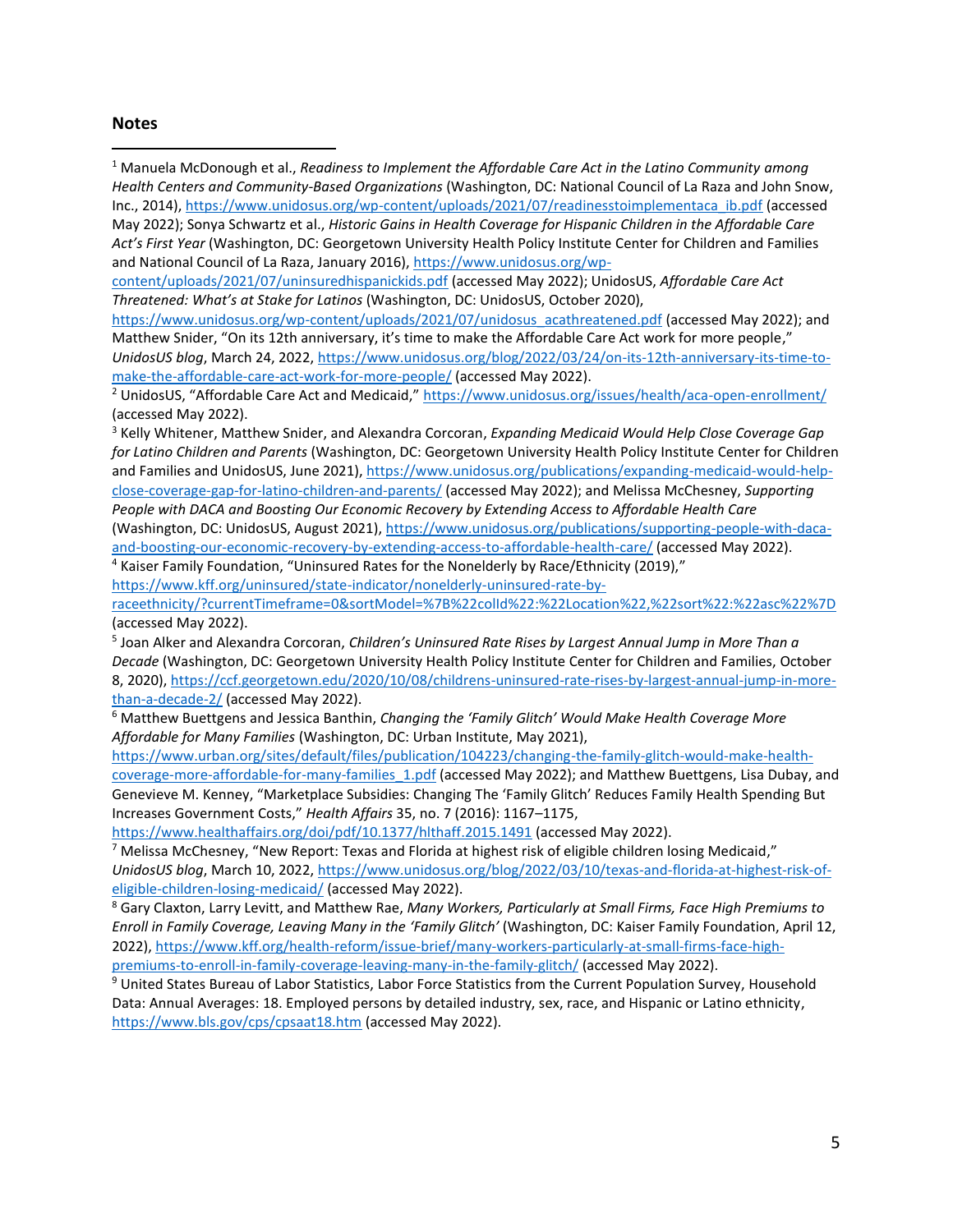## Notes

[1] Manuela McDonough et al., *Readiness to Implement the Affordable Care Act in the Latino Community among Health Centers and Community-Based Organizations* (Washington, DC: National Council of La Raza and John Snow, Inc., 2014), https://www.unidosus.org/wp-content/uploads/2021/07/readinesstoimplementaca_ib.pdf (accessed May 2022); Sonya Schwartz et al., *Historic Gains in Health Coverage for Hispanic Children in the Affordable Care Act's First Year* (Washington, DC: Georgetown University Health Policy Institute Center for Children and Families and National Council of La Raza, January 2016), https://www.unidosus.org/wp-content/uploads/2021/07/uninsuredhispanickids.pdf (accessed May 2022); UnidosUS, *Affordable Care Act Threatened: What's at Stake for Latinos* (Washington, DC: UnidosUS, October 2020), https://www.unidosus.org/wp-content/uploads/2021/07/unidosus_acathreatened.pdf (accessed May 2022); and Matthew Snider, "On its 12th anniversary, it's time to make the Affordable Care Act work for more people," *UnidosUS blog*, March 24, 2022, https://www.unidosus.org/blog/2022/03/24/on-its-12th-anniversary-its-time-to-make-the-affordable-care-act-work-for-more-people/ (accessed May 2022).

[2] UnidosUS, "Affordable Care Act and Medicaid," https://www.unidosus.org/issues/health/aca-open-enrollment/ (accessed May 2022).

[3] Kelly Whitener, Matthew Snider, and Alexandra Corcoran, *Expanding Medicaid Would Help Close Coverage Gap for Latino Children and Parents* (Washington, DC: Georgetown University Health Policy Institute Center for Children and Families and UnidosUS, June 2021), https://www.unidosus.org/publications/expanding-medicaid-would-help-close-coverage-gap-for-latino-children-and-parents/ (accessed May 2022); and Melissa McChesney, *Supporting People with DACA and Boosting Our Economic Recovery by Extending Access to Affordable Health Care* (Washington, DC: UnidosUS, August 2021), https://www.unidosus.org/publications/supporting-people-with-daca-and-boosting-our-economic-recovery-by-extending-access-to-affordable-health-care/ (accessed May 2022).

[4] Kaiser Family Foundation, "Uninsured Rates for the Nonelderly by Race/Ethnicity (2019)," https://www.kff.org/uninsured/state-indicator/nonelderly-uninsured-rate-by-raceethnicity/?currentTimeframe=0&sortModel=%7B%22colId%22:%22Location%22,%22sort%22:%22asc%22%7D (accessed May 2022).

[5] Joan Alker and Alexandra Corcoran, *Children's Uninsured Rate Rises by Largest Annual Jump in More Than a Decade* (Washington, DC: Georgetown University Health Policy Institute Center for Children and Families, October 8, 2020), https://ccf.georgetown.edu/2020/10/08/childrens-uninsured-rate-rises-by-largest-annual-jump-in-more-than-a-decade-2/ (accessed May 2022).

[6] Matthew Buettgens and Jessica Banthin, *Changing the 'Family Glitch' Would Make Health Coverage More Affordable for Many Families* (Washington, DC: Urban Institute, May 2021), https://www.urban.org/sites/default/files/publication/104223/changing-the-family-glitch-would-make-health-coverage-more-affordable-for-many-families_1.pdf (accessed May 2022); and Matthew Buettgens, Lisa Dubay, and Genevieve M. Kenney, "Marketplace Subsidies: Changing The 'Family Glitch' Reduces Family Health Spending But Increases Government Costs," *Health Affairs* 35, no. 7 (2016): 1167–1175, https://www.healthaffairs.org/doi/pdf/10.1377/hlthaff.2015.1491 (accessed May 2022).

[7] Melissa McChesney, "New Report: Texas and Florida at highest risk of eligible children losing Medicaid," *UnidosUS blog*, March 10, 2022, https://www.unidosus.org/blog/2022/03/10/texas-and-florida-at-highest-risk-of-eligible-children-losing-medicaid/ (accessed May 2022).

[8] Gary Claxton, Larry Levitt, and Matthew Rae, *Many Workers, Particularly at Small Firms, Face High Premiums to Enroll in Family Coverage, Leaving Many in the 'Family Glitch'* (Washington, DC: Kaiser Family Foundation, April 12, 2022), https://www.kff.org/health-reform/issue-brief/many-workers-particularly-at-small-firms-face-high-premiums-to-enroll-in-family-coverage-leaving-many-in-the-family-glitch/ (accessed May 2022).

[9] United States Bureau of Labor Statistics, Labor Force Statistics from the Current Population Survey, Household Data: Annual Averages: 18. Employed persons by detailed industry, sex, race, and Hispanic or Latino ethnicity, https://www.bls.gov/cps/cpsaat18.htm (accessed May 2022).